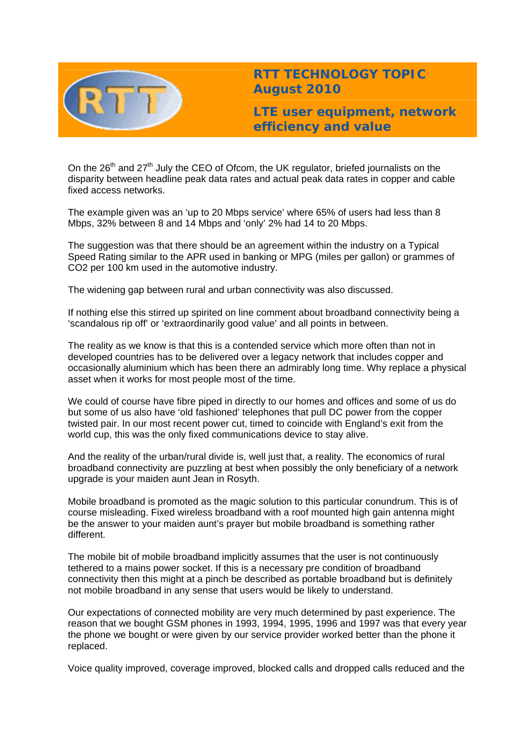# RTT TECHNOLOGY TOPIC August 2010

## LTE user equipment, network efficiency and value

On the 26th and 27th July the CEO of Ofcom, the UK regulator, briefed journalists on the disparity between headline peak data rates and actual peak data rates in copper and cable fixed access networks.

The example given was an 'up to 20 Mbps service' where 65% of users had less than 8 Mbps, 32% between 8 and 14 Mbps and 'only' 2% had 14 to 20 Mbps.

The suggestion was that there should be an agreement within the industry on a Typical Speed Rating similar to the APR used in banking or MPG (miles per gallon) or grammes of $CO_2$ per 100 km used in the automotive industry.

The widening gap between rural and urban connectivity was also discussed.

If nothing else this stirred up spirited on line comment about broadband connectivity being a 'scandalous rip off' or 'extraordinarily good value' and all points in between.

The reality as we know is that this is a contended service which more often than not in developed countries has to be delivered over a legacy network that includes copper and occasionally aluminium which has been there an admirably long time. Why replace a physical asset when it works for most people most of the time.

We could of course have fibre piped in directly to our homes and offices and some of us do but some of us also have 'old fashioned' telephones that pull DC power from the copper twisted pair. In our most recent power cut, timed to coincide with England's exit from the world cup, this was the only fixed communications device to stay alive.

And the reality of the urban/rural divide is, well just that, a reality. The economics of rural broadband connectivity are puzzling at best when possibly the only beneficiary of a network upgrade is your maiden aunt Jean in Rosyth.

Mobile broadband is promoted as the magic solution to this particular conundrum. This is of course misleading. Fixed wireless broadband with a roof mounted high gain antenna might be the answer to your maiden aunt's prayer but mobile broadband is something rather different.

The mobile bit of mobile broadband implicitly assumes that the user is not continuously tethered to a mains power socket. If this is a necessary pre condition of broadband connectivity then this might at a pinch be described as portable broadband but is definitely not mobile broadband in any sense that users would be likely to understand.

Our expectations of connected mobility are very much determined by past experience. The reason that we bought GSM phones in 1993, 1994, 1995, 1996 and 1997 was that every year the phone we bought or were given by our service provider worked better than the phone it replaced.

Voice quality improved, coverage improved, blocked calls and dropped calls reduced and the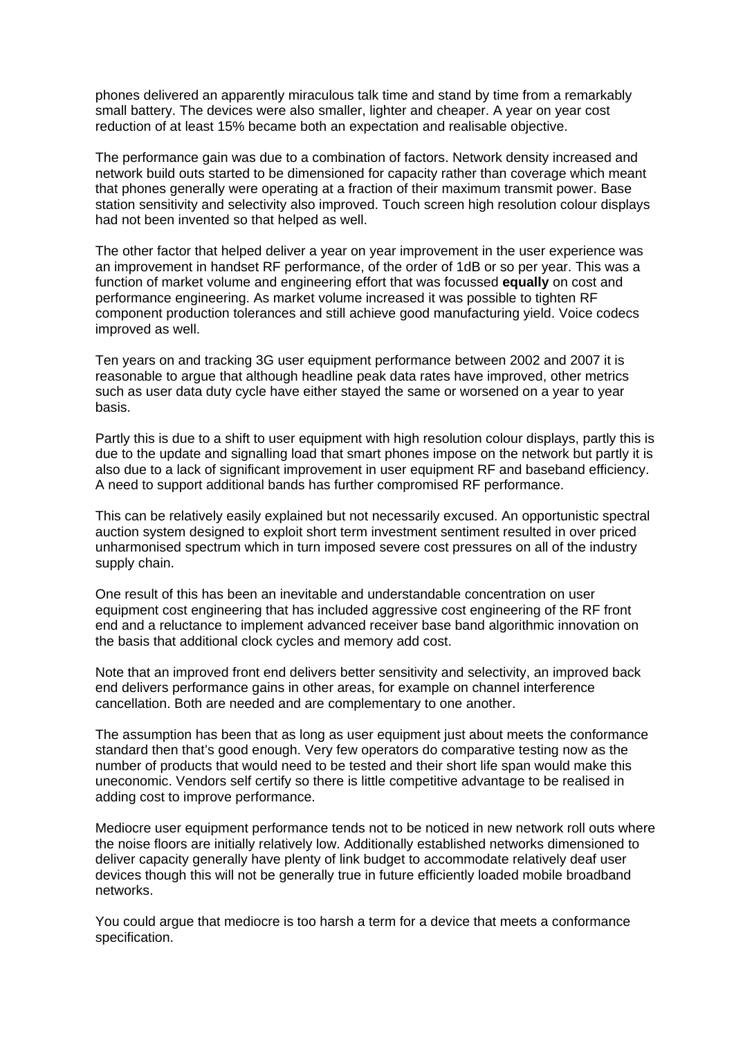phones delivered an apparently miraculous talk time and stand by time from a remarkably small battery. The devices were also smaller, lighter and cheaper. A year on year cost reduction of at least 15% became both an expectation and realisable objective.

The performance gain was due to a combination of factors. Network density increased and network build outs started to be dimensioned for capacity rather than coverage which meant that phones generally were operating at a fraction of their maximum transmit power. Base station sensitivity and selectivity also improved. Touch screen high resolution colour displays had not been invented so that helped as well.

The other factor that helped deliver a year on year improvement in the user experience was an improvement in handset RF performance, of the order of 1dB or so per year. This was a function of market volume and engineering effort that was focussed **equally** on cost and performance engineering. As market volume increased it was possible to tighten RF component production tolerances and still achieve good manufacturing yield. Voice codecs improved as well.

Ten years on and tracking 3G user equipment performance between 2002 and 2007 it is reasonable to argue that although headline peak data rates have improved, other metrics such as user data duty cycle have either stayed the same or worsened on a year to year basis.

Partly this is due to a shift to user equipment with high resolution colour displays, partly this is due to the update and signalling load that smart phones impose on the network but partly it is also due to a lack of significant improvement in user equipment RF and baseband efficiency. A need to support additional bands has further compromised RF performance.

This can be relatively easily explained but not necessarily excused. An opportunistic spectral auction system designed to exploit short term investment sentiment resulted in over priced unharmonised spectrum which in turn imposed severe cost pressures on all of the industry supply chain.

One result of this has been an inevitable and understandable concentration on user equipment cost engineering that has included aggressive cost engineering of the RF front end and a reluctance to implement advanced receiver base band algorithmic innovation on the basis that additional clock cycles and memory add cost.

Note that an improved front end delivers better sensitivity and selectivity, an improved back end delivers performance gains in other areas, for example on channel interference cancellation. Both are needed and are complementary to one another.

The assumption has been that as long as user equipment just about meets the conformance standard then that's good enough. Very few operators do comparative testing now as the number of products that would need to be tested and their short life span would make this uneconomic. Vendors self certify so there is little competitive advantage to be realised in adding cost to improve performance.

Mediocre user equipment performance tends not to be noticed in new network roll outs where the noise floors are initially relatively low. Additionally established networks dimensioned to deliver capacity generally have plenty of link budget to accommodate relatively deaf user devices though this will not be generally true in future efficiently loaded mobile broadband networks.

You could argue that mediocre is too harsh a term for a device that meets a conformance specification.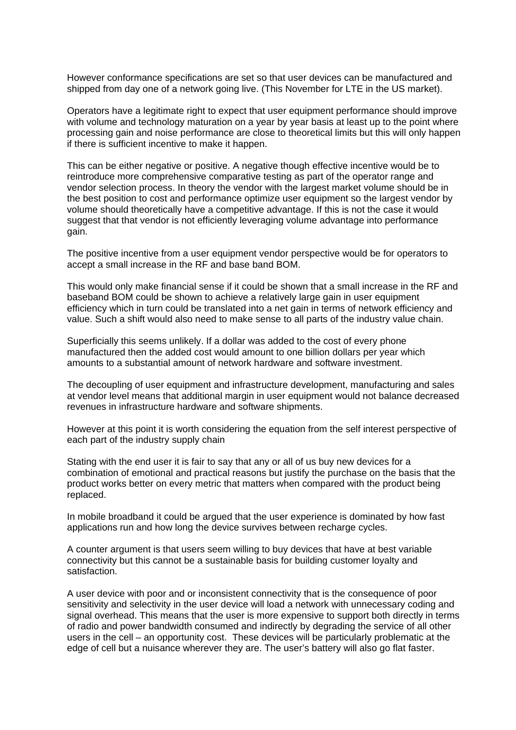However conformance specifications are set so that user devices can be manufactured and shipped from day one of a network going live. (This November for LTE in the US market).

Operators have a legitimate right to expect that user equipment performance should improve with volume and technology maturation on a year by year basis at least up to the point where processing gain and noise performance are close to theoretical limits but this will only happen if there is sufficient incentive to make it happen.

This can be either negative or positive. A negative though effective incentive would be to reintroduce more comprehensive comparative testing as part of the operator range and vendor selection process. In theory the vendor with the largest market volume should be in the best position to cost and performance optimize user equipment so the largest vendor by volume should theoretically have a competitive advantage. If this is not the case it would suggest that that vendor is not efficiently leveraging volume advantage into performance gain.

The positive incentive from a user equipment vendor perspective would be for operators to accept a small increase in the RF and base band BOM.

This would only make financial sense if it could be shown that a small increase in the RF and baseband BOM could be shown to achieve a relatively large gain in user equipment efficiency which in turn could be translated into a net gain in terms of network efficiency and value. Such a shift would also need to make sense to all parts of the industry value chain.

Superficially this seems unlikely. If a dollar was added to the cost of every phone manufactured then the added cost would amount to one billion dollars per year which amounts to a substantial amount of network hardware and software investment.

The decoupling of user equipment and infrastructure development, manufacturing and sales at vendor level means that additional margin in user equipment would not balance decreased revenues in infrastructure hardware and software shipments.

However at this point it is worth considering the equation from the self interest perspective of each part of the industry supply chain

Stating with the end user it is fair to say that any or all of us buy new devices for a combination of emotional and practical reasons but justify the purchase on the basis that the product works better on every metric that matters when compared with the product being replaced.

In mobile broadband it could be argued that the user experience is dominated by how fast applications run and how long the device survives between recharge cycles.

A counter argument is that users seem willing to buy devices that have at best variable connectivity but this cannot be a sustainable basis for building customer loyalty and satisfaction.

A user device with poor and or inconsistent connectivity that is the consequence of poor sensitivity and selectivity in the user device will load a network with unnecessary coding and signal overhead. This means that the user is more expensive to support both directly in terms of radio and power bandwidth consumed and indirectly by degrading the service of all other users in the cell – an opportunity cost. These devices will be particularly problematic at the edge of cell but a nuisance wherever they are. The user's battery will also go flat faster.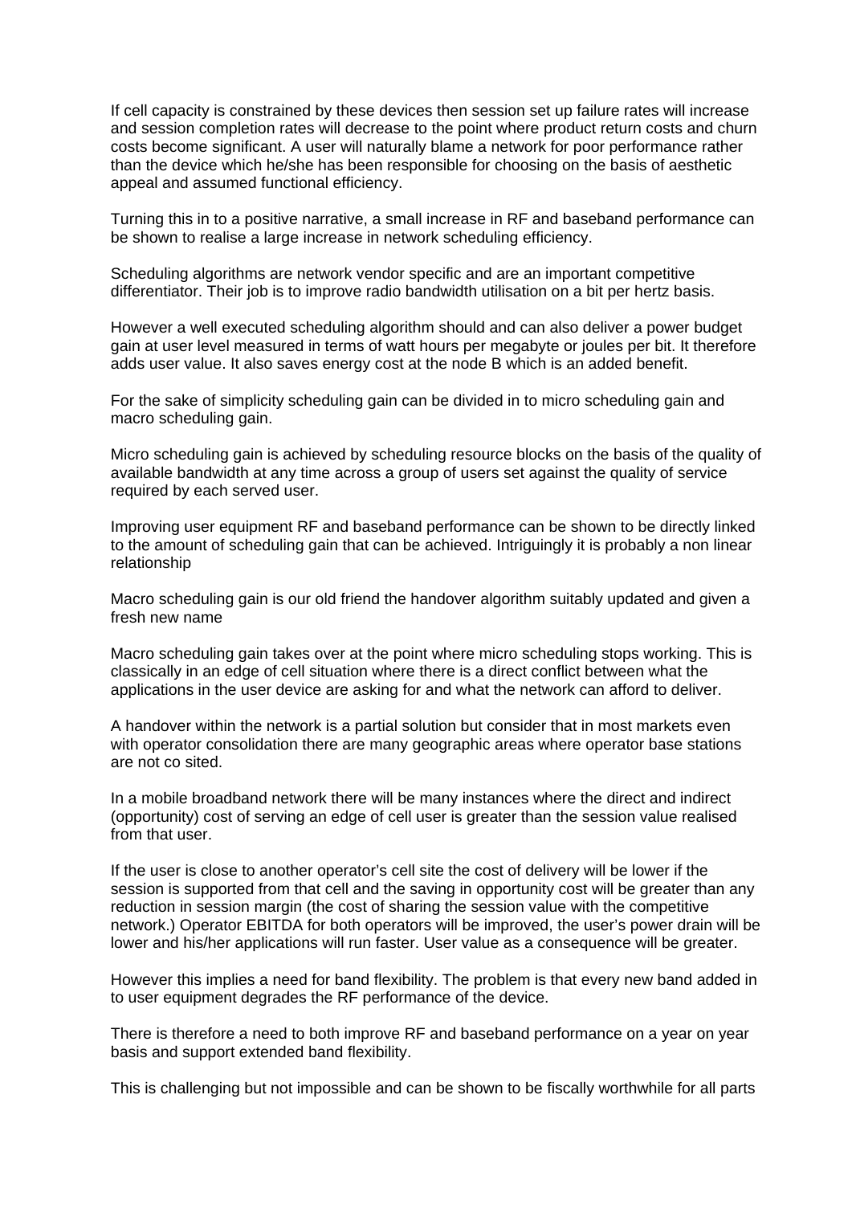If cell capacity is constrained by these devices then session set up failure rates will increase and session completion rates will decrease to the point where product return costs and churn costs become significant. A user will naturally blame a network for poor performance rather than the device which he/she has been responsible for choosing on the basis of aesthetic appeal and assumed functional efficiency.

Turning this in to a positive narrative, a small increase in RF and baseband performance can be shown to realise a large increase in network scheduling efficiency.

Scheduling algorithms are network vendor specific and are an important competitive differentiator. Their job is to improve radio bandwidth utilisation on a bit per hertz basis.

However a well executed scheduling algorithm should and can also deliver a power budget gain at user level measured in terms of watt hours per megabyte or joules per bit. It therefore adds user value. It also saves energy cost at the node B which is an added benefit.

For the sake of simplicity scheduling gain can be divided in to micro scheduling gain and macro scheduling gain.

Micro scheduling gain is achieved by scheduling resource blocks on the basis of the quality of available bandwidth at any time across a group of users set against the quality of service required by each served user.

Improving user equipment RF and baseband performance can be shown to be directly linked to the amount of scheduling gain that can be achieved. Intriguingly it is probably a non linear relationship

Macro scheduling gain is our old friend the handover algorithm suitably updated and given a fresh new name

Macro scheduling gain takes over at the point where micro scheduling stops working. This is classically in an edge of cell situation where there is a direct conflict between what the applications in the user device are asking for and what the network can afford to deliver.

A handover within the network is a partial solution but consider that in most markets even with operator consolidation there are many geographic areas where operator base stations are not co sited.

In a mobile broadband network there will be many instances where the direct and indirect (opportunity) cost of serving an edge of cell user is greater than the session value realised from that user.

If the user is close to another operator's cell site the cost of delivery will be lower if the session is supported from that cell and the saving in opportunity cost will be greater than any reduction in session margin (the cost of sharing the session value with the competitive network.) Operator EBITDA for both operators will be improved, the user's power drain will be lower and his/her applications will run faster. User value as a consequence will be greater.

However this implies a need for band flexibility. The problem is that every new band added in to user equipment degrades the RF performance of the device.

There is therefore a need to both improve RF and baseband performance on a year on year basis and support extended band flexibility.

This is challenging but not impossible and can be shown to be fiscally worthwhile for all parts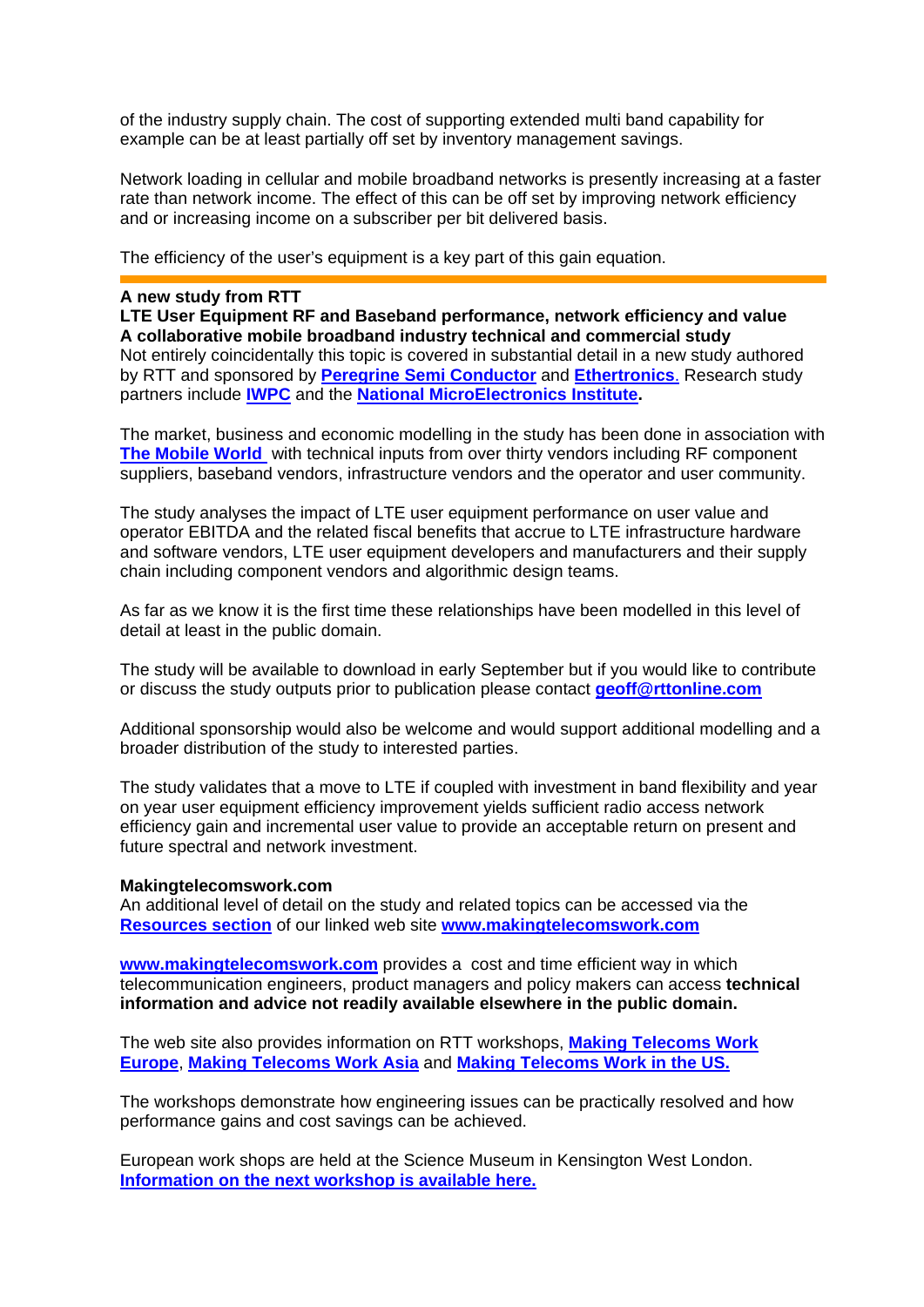of the industry supply chain. The cost of supporting extended multi band capability for example can be at least partially off set by inventory management savings.

Network loading in cellular and mobile broadband networks is presently increasing at a faster rate than network income. The effect of this can be off set by improving network efficiency and or increasing income on a subscriber per bit delivered basis.

The efficiency of the user's equipment is a key part of this gain equation.

---

**A new study from RTT**
**LTE User Equipment RF and Baseband performance, network efficiency and value**
**A collaborative mobile broadband industry technical and commercial study**
Not entirely coincidentally this topic is covered in substantial detail in a new study authored by RTT and sponsored by **Peregrine Semi Conductor** and **Ethertronics**. Research study partners include **IWPC** and the **National MicroElectronics Institute.**

The market, business and economic modelling in the study has been done in association with **The Mobile World** with technical inputs from over thirty vendors including RF component suppliers, baseband vendors, infrastructure vendors and the operator and user community.

The study analyses the impact of LTE user equipment performance on user value and operator EBITDA and the related fiscal benefits that accrue to LTE infrastructure hardware and software vendors, LTE user equipment developers and manufacturers and their supply chain including component vendors and algorithmic design teams.

As far as we know it is the first time these relationships have been modelled in this level of detail at least in the public domain.

The study will be available to download in early September but if you would like to contribute or discuss the study outputs prior to publication please contact **geoff@rttonline.com**

Additional sponsorship would also be welcome and would support additional modelling and a broader distribution of the study to interested parties.

The study validates that a move to LTE if coupled with investment in band flexibility and year on year user equipment efficiency improvement yields sufficient radio access network efficiency gain and incremental user value to provide an acceptable return on present and future spectral and network investment.

**Makingtelecomswork.com**
An additional level of detail on the study and related topics can be accessed via the **Resources section** of our linked web site **www.makingtelecomswork.com**

**www.makingtelecomswork.com** provides a cost and time efficient way in which telecommunication engineers, product managers and policy makers can access **technical information and advice not readily available elsewhere in the public domain.**

The web site also provides information on RTT workshops, **Making Telecoms Work Europe**, **Making Telecoms Work Asia** and **Making Telecoms Work in the US.**

The workshops demonstrate how engineering issues can be practically resolved and how performance gains and cost savings can be achieved.

European work shops are held at the Science Museum in Kensington West London.
**Information on the next workshop is available here.**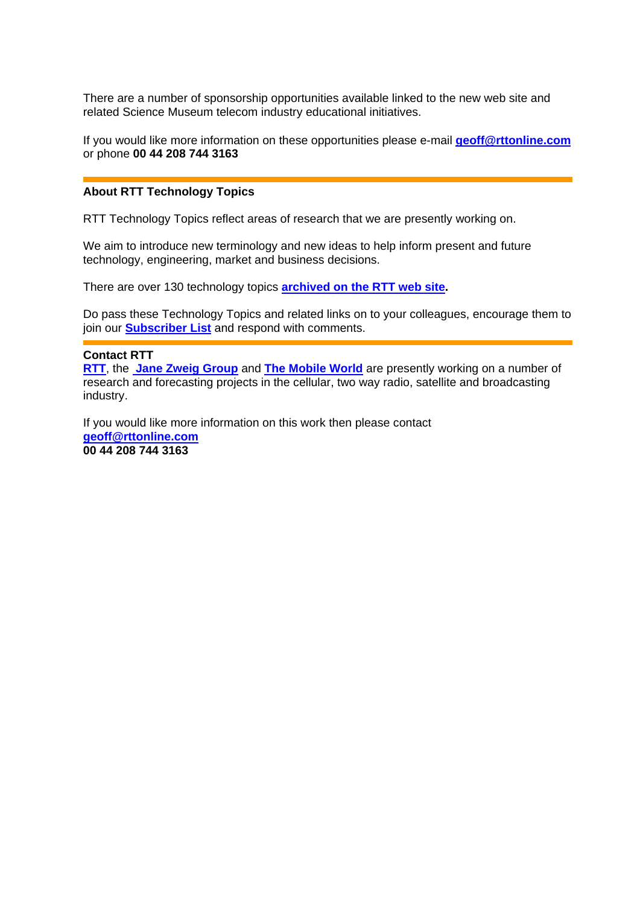There are a number of sponsorship opportunities available linked to the new web site and related Science Museum telecom industry educational initiatives.

If you would like more information on these opportunities please e-mail **geoff@rttonline.com** or phone **00 44 208 744 3163**

---

**About RTT Technology Topics**

RTT Technology Topics reflect areas of research that we are presently working on.

We aim to introduce new terminology and new ideas to help inform present and future technology, engineering, market and business decisions.

There are over 130 technology topics **archived on the RTT web site.**

Do pass these Technology Topics and related links on to your colleagues, encourage them to join our **Subscriber List** and respond with comments.

---

**Contact RTT**
**RTT**, the **Jane Zweig Group** and **The Mobile World** are presently working on a number of research and forecasting projects in the cellular, two way radio, satellite and broadcasting industry.

If you would like more information on this work then please contact
**geoff@rttonline.com**
**00 44 208 744 3163**